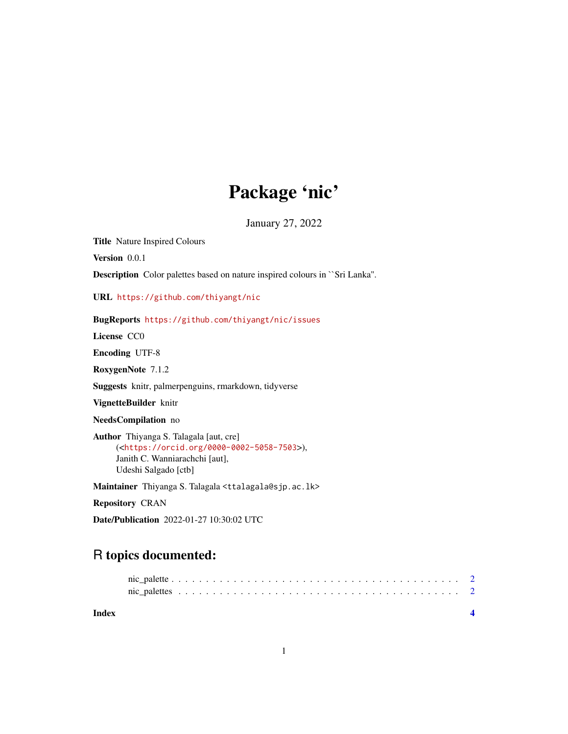# Package 'nic'

January 27, 2022

**Title** Nature Inspired Colours

**Version** 0.0.1

**Description** Color palettes based on nature inspired colours in ``Sri Lanka''.

**URL** https://github.com/thiyangt/nic

**BugReports** https://github.com/thiyangt/nic/issues

**License** CC0

**Encoding** UTF-8

**RoxygenNote** 7.1.2

**Suggests** knitr, palmerpenguins, rmarkdown, tidyverse

**VignetteBuilder** knitr

**NeedsCompilation** no

**Author** Thiyanga S. Talagala [aut, cre] (<https://orcid.org/0000-0002-5058-7503>), Janith C. Wanniarachchi [aut], Udeshi Salgado [ctb]

**Maintainer** Thiyanga S. Talagala <ttalagala@sjp.ac.lk>

**Repository** CRAN

**Date/Publication** 2022-01-27 10:30:02 UTC

## R topics documented:

nic_palette . . . . . . . . . . . . . . . . . . . . . . . . . . . . . . . . . . . . . . . . 2
nic_palettes . . . . . . . . . . . . . . . . . . . . . . . . . . . . . . . . . . . . . . . 2

**Index** **4**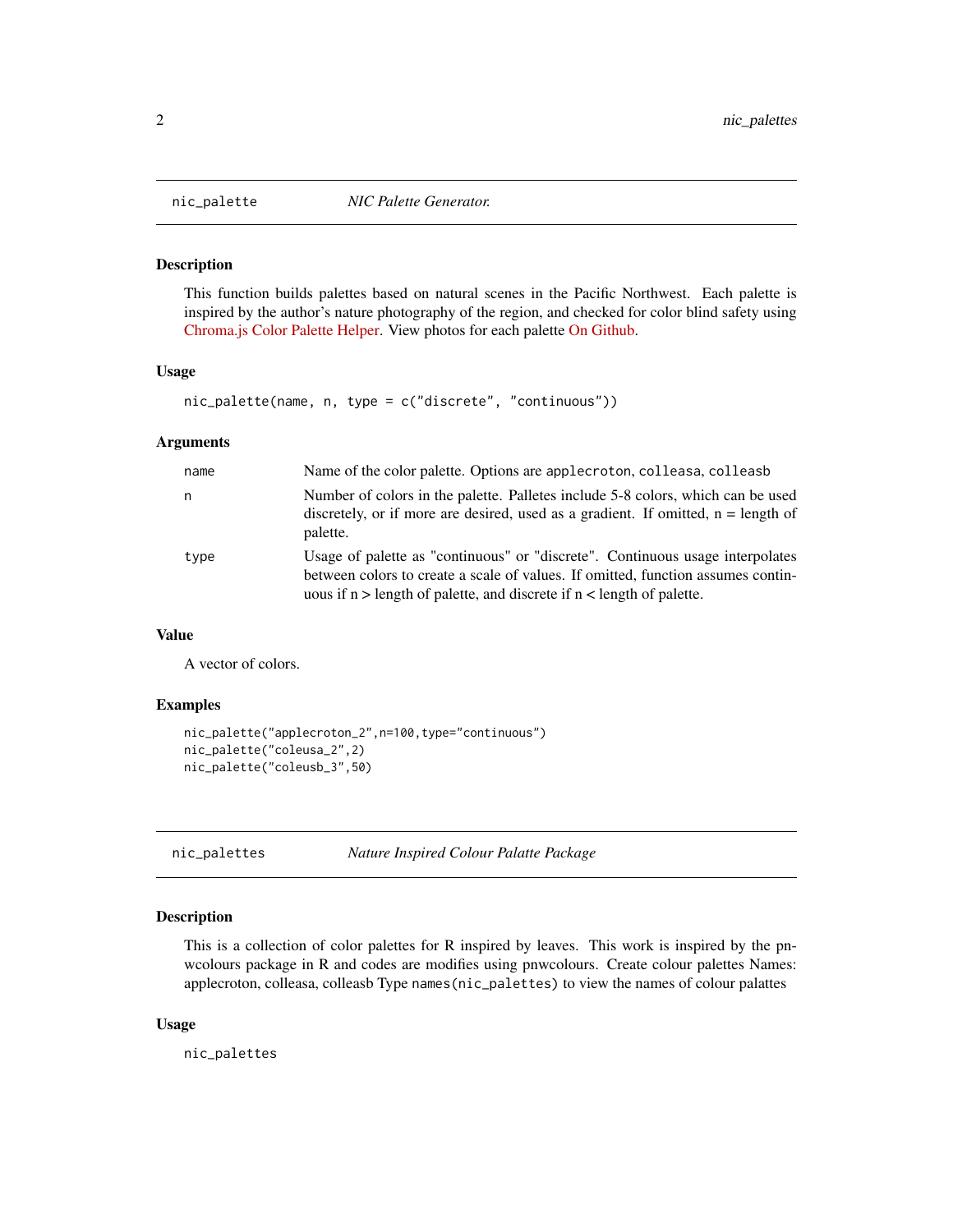## nic_palette — *NIC Palette Generator.*

### Description

This function builds palettes based on natural scenes in the Pacific Northwest. Each palette is inspired by the author's nature photography of the region, and checked for color blind safety using Chroma.js Color Palette Helper. View photos for each palette On Github.

### Usage

```
nic_palette(name, n, type = c("discrete", "continuous"))
```

### Arguments

| | |
|---|---|
| name | Name of the color palette. Options are `applecroton`, `colleasa`, `colleasb` |
| n | Number of colors in the palette. Palletes include 5-8 colors, which can be used discretely, or if more are desired, used as a gradient. If omitted, n = length of palette. |
| type | Usage of palette as "continuous" or "discrete". Continuous usage interpolates between colors to create a scale of values. If omitted, function assumes continuous if n > length of palette, and discrete if n < length of palette. |

### Value

A vector of colors.

### Examples

```
nic_palette("applecroton_2",n=100,type="continuous")
nic_palette("coleusa_2",2)
nic_palette("coleusb_3",50)
```

## nic_palettes — *Nature Inspired Colour Palatte Package*

### Description

This is a collection of color palettes for R inspired by leaves. This work is inspired by the pnwcolours package in R and codes are modifies using pnwcolours. Create colour palettes Names: applecroton, colleasa, colleasb Type `names(nic_palettes)` to view the names of colour palattes

### Usage

```
nic_palettes
```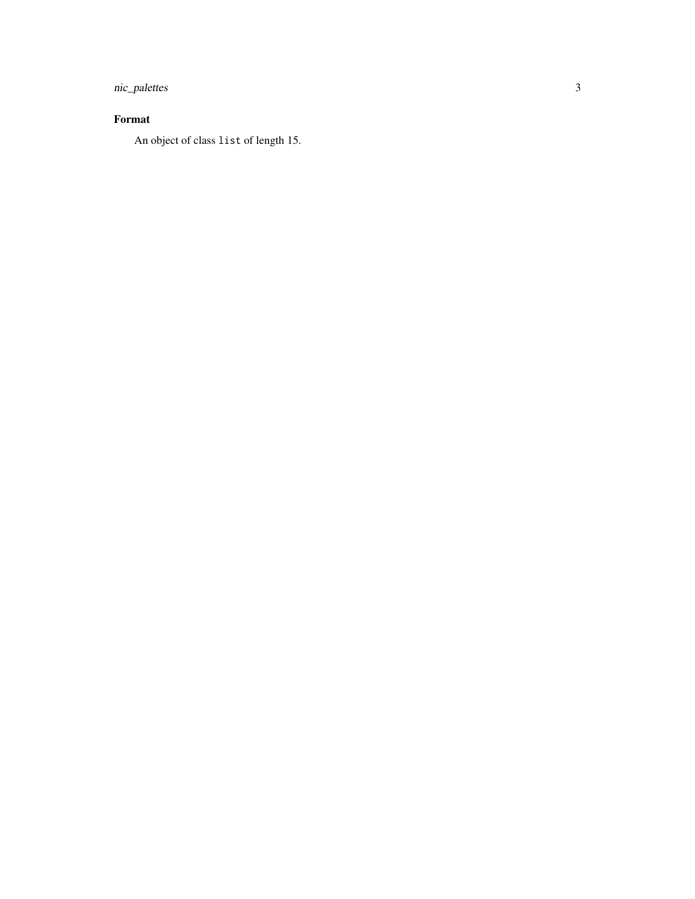## Format

An object of class `list` of length 15.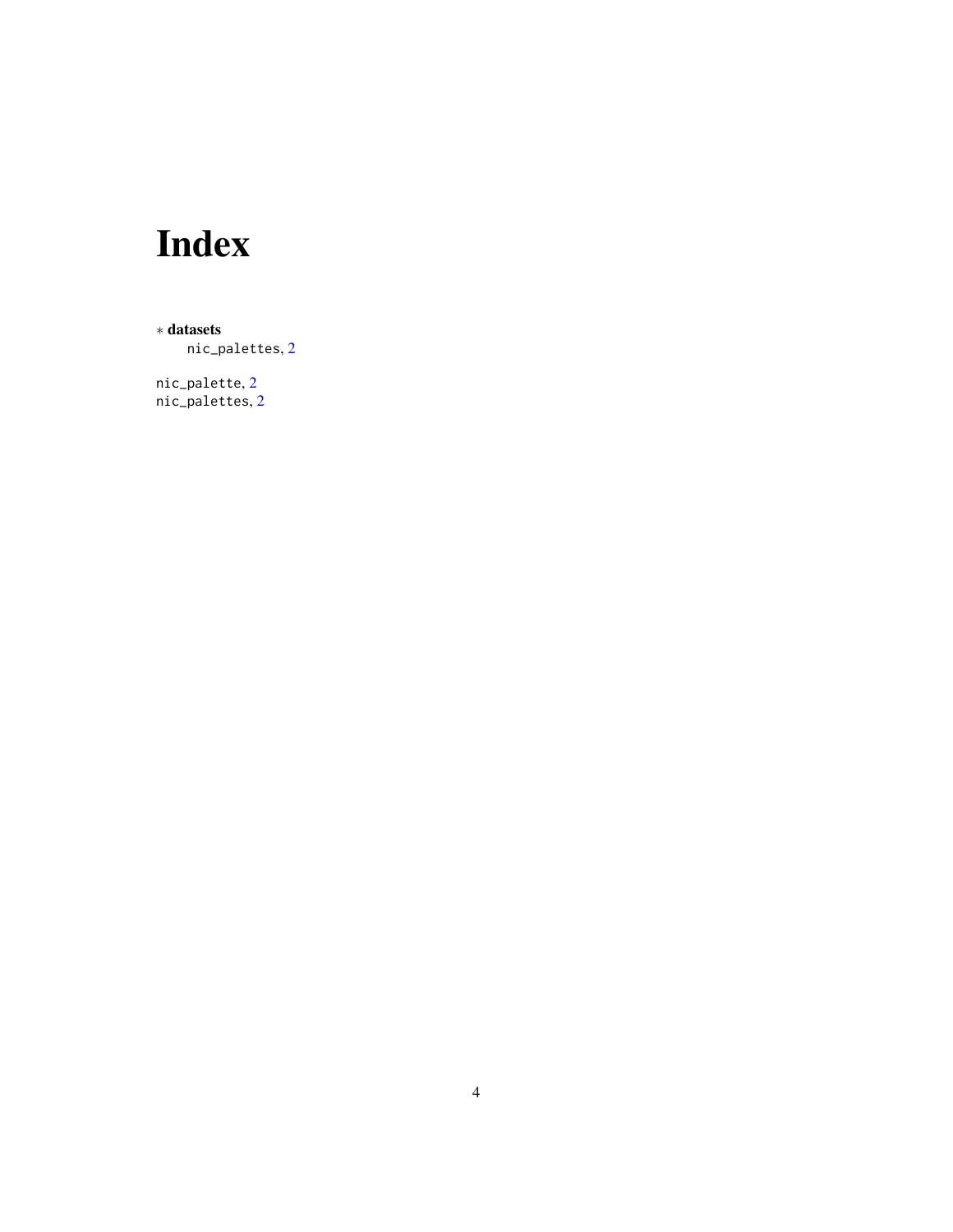# Index

∗ **datasets**
    nic_palettes, 2

nic_palette, 2
nic_palettes, 2